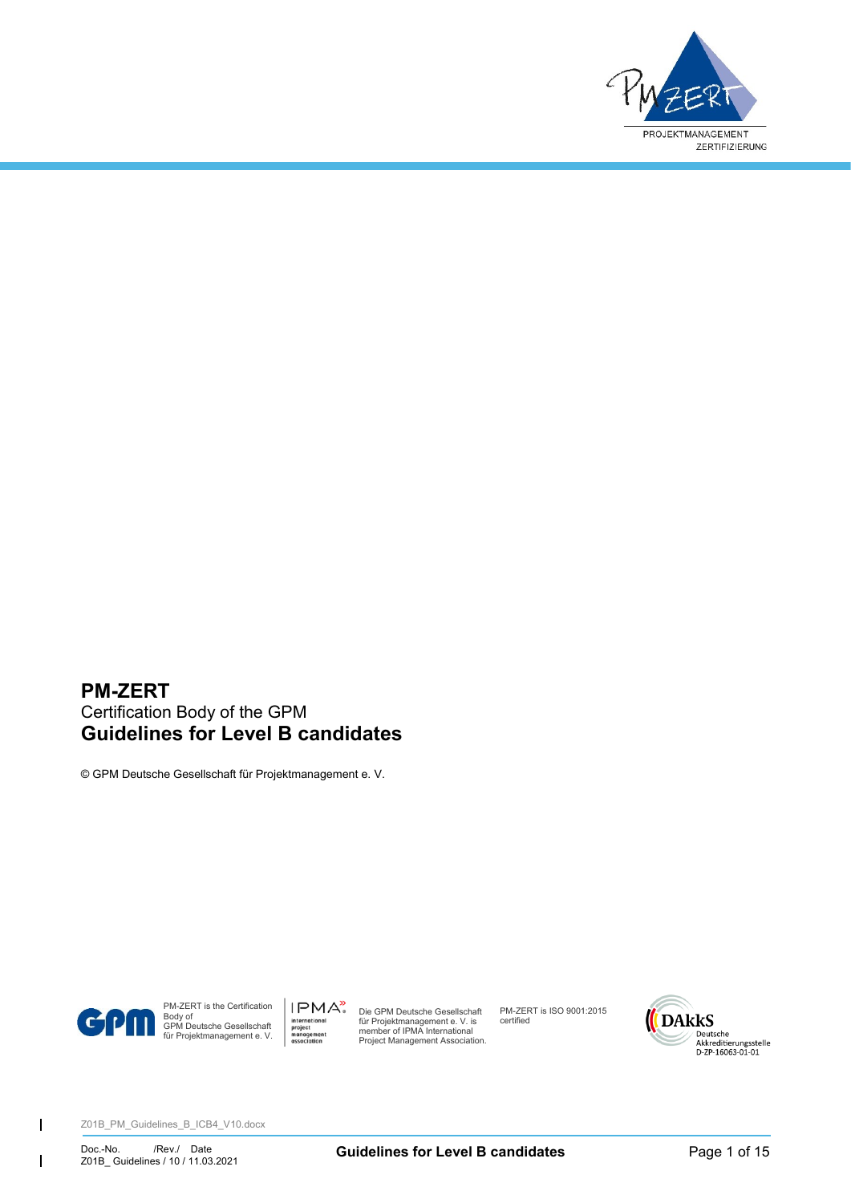# PM-ZERT

Certification Body of the GPM

## Guidelines for Level B candidates

© GPM Deutsche Gesellschaft für Projektmanagement e. V.

PM-ZERT is the Certification Body of GPM Deutsche Gesellschaft für Projektmanagement e. V.

Die GPM Deutsche Gesellschaft für Projektmanagement e. V. is member of IPMA International Project Management Association.

PM-ZERT is ISO 9001:2015 certified

DAkkS Deutsche Akkreditierungsstelle D-ZP-16063-01-01

Z01B_PM_Guidelines_B_ICB4_V10.docx

Doc.-No. /Rev./ Date
Z01B_ Guidelines / 10 / 11.03.2021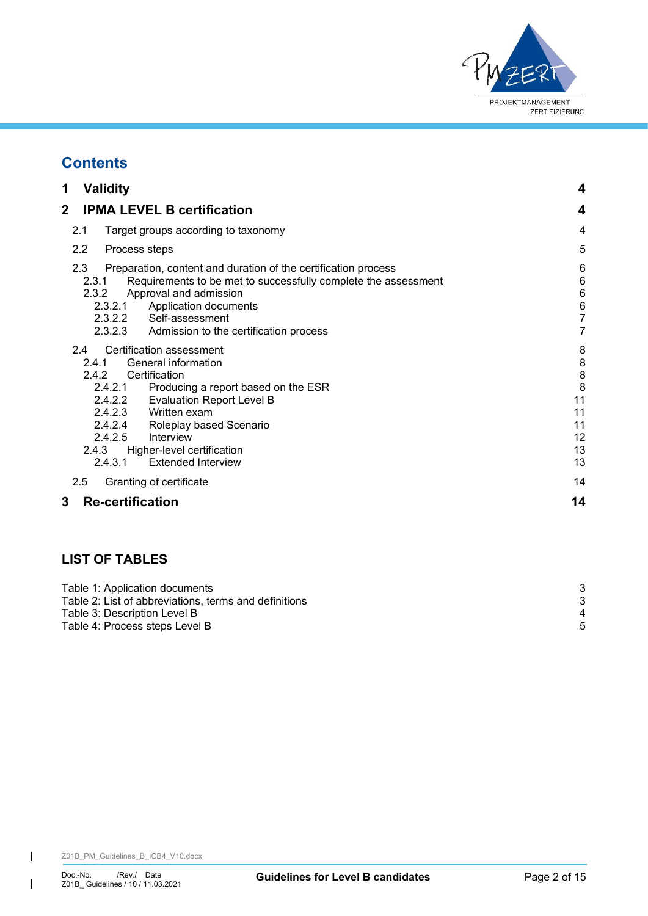# Contents

| | | |
|---|---|---|
| **1** | **Validity** | **4** |
| **2** | **IPMA LEVEL B certification** | **4** |
| 2.1 | Target groups according to taxonomy | 4 |
| 2.2 | Process steps | 5 |
| 2.3 | Preparation, content and duration of the certification process | 6 |
| 2.3.1 | Requirements to be met to successfully complete the assessment | 6 |
| 2.3.2 | Approval and admission | 6 |
| 2.3.2.1 | Application documents | 6 |
| 2.3.2.2 | Self-assessment | 7 |
| 2.3.2.3 | Admission to the certification process | 7 |
| 2.4 | Certification assessment | 8 |
| 2.4.1 | General information | 8 |
| 2.4.2 | Certification | 8 |
| 2.4.2.1 | Producing a report based on the ESR | 8 |
| 2.4.2.2 | Evaluation Report Level B | 11 |
| 2.4.2.3 | Written exam | 11 |
| 2.4.2.4 | Roleplay based Scenario | 11 |
| 2.4.2.5 | Interview | 12 |
| 2.4.3 | Higher-level certification | 13 |
| 2.4.3.1 | Extended Interview | 13 |
| 2.5 | Granting of certificate | 14 |
| **3** | **Re-certification** | **14** |

## LIST OF TABLES

| | |
|---|---|
| Table 1: Application documents | 3 |
| Table 2: List of abbreviations, terms and definitions | 3 |
| Table 3: Description Level B | 4 |
| Table 4: Process steps Level B | 5 |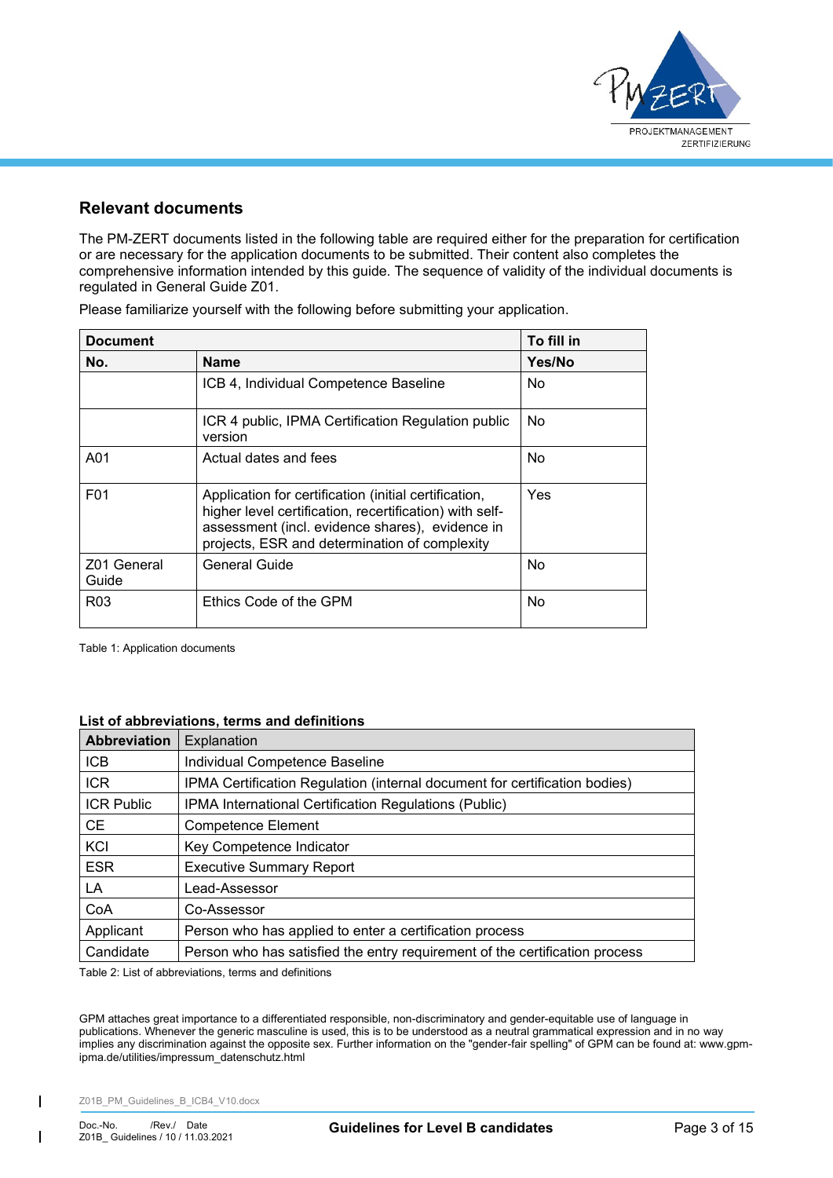## Relevant documents

The PM-ZERT documents listed in the following table are required either for the preparation for certification or are necessary for the application documents to be submitted. Their content also completes the comprehensive information intended by this guide. The sequence of validity of the individual documents is regulated in General Guide Z01.

Please familiarize yourself with the following before submitting your application.

| Document | | To fill in |
|---|---|---|
| **No.** | **Name** | **Yes/No** |
| | ICB 4, Individual Competence Baseline | No |
| | ICR 4 public, IPMA Certification Regulation public version | No |
| A01 | Actual dates and fees | No |
| F01 | Application for certification (initial certification, higher level certification, recertification) with self-assessment (incl. evidence shares), evidence in projects, ESR and determination of complexity | Yes |
| Z01 General Guide | General Guide | No |
| R03 | Ethics Code of the GPM | No |

Table 1: Application documents

**List of abbreviations, terms and definitions**

| Abbreviation | Explanation |
|---|---|
| ICB | Individual Competence Baseline |
| ICR | IPMA Certification Regulation (internal document for certification bodies) |
| ICR Public | IPMA International Certification Regulations (Public) |
| CE | Competence Element |
| KCI | Key Competence Indicator |
| ESR | Executive Summary Report |
| LA | Lead-Assessor |
| CoA | Co-Assessor |
| Applicant | Person who has applied to enter a certification process |
| Candidate | Person who has satisfied the entry requirement of the certification process |

Table 2: List of abbreviations, terms and definitions

GPM attaches great importance to a differentiated responsible, non-discriminatory and gender-equitable use of language in publications. Whenever the generic masculine is used, this is to be understood as a neutral grammatical expression and in no way implies any discrimination against the opposite sex. Further information on the "gender-fair spelling" of GPM can be found at: www.gpm-ipma.de/utilities/impressum_datenschutz.html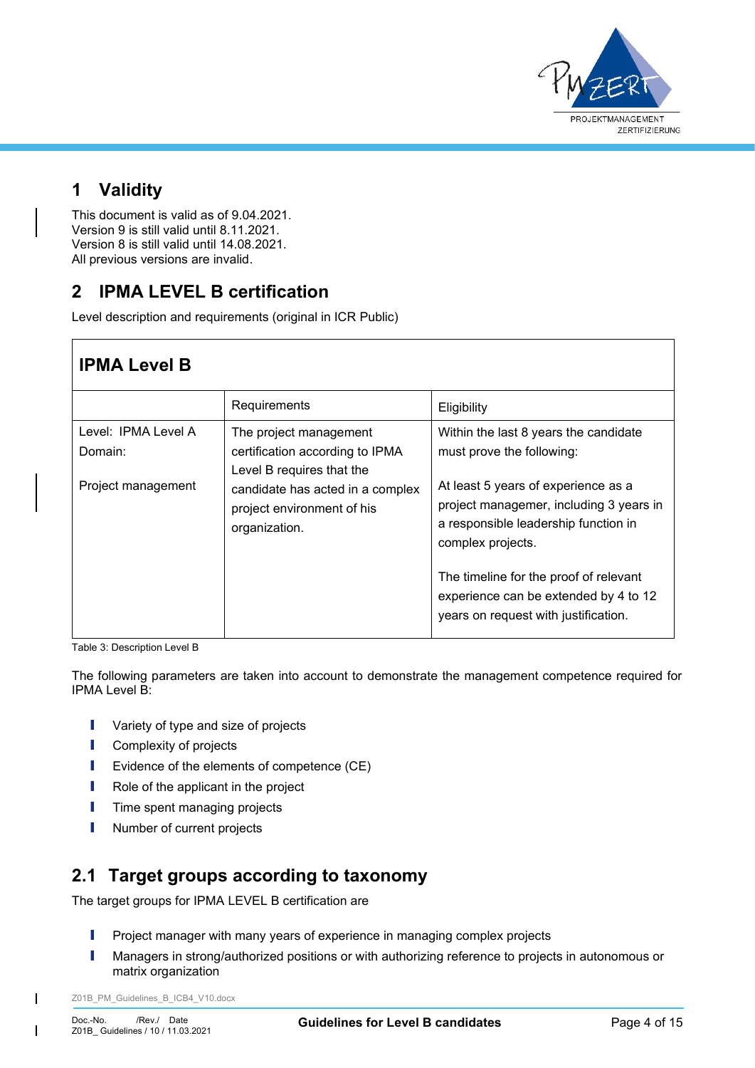# 1 Validity

This document is valid as of 9.04.2021.
Version 9 is still valid until 8.11.2021.
Version 8 is still valid until 14.08.2021.
All previous versions are invalid.

# 2 IPMA LEVEL B certification

Level description and requirements (original in ICR Public)

| **IPMA Level B** | | |
|---|---|---|
| | Requirements | Eligibility |
| Level: IPMA Level A<br>Domain:<br><br>Project management | The project management certification according to IPMA Level B requires that the candidate has acted in a complex project environment of his organization. | Within the last 8 years the candidate must prove the following:<br><br>At least 5 years of experience as a project managemer, including 3 years in a responsible leadership function in complex projects.<br><br>The timeline for the proof of relevant experience can be extended by 4 to 12 years on request with justification. |

Table 3: Description Level B

The following parameters are taken into account to demonstrate the management competence required for IPMA Level B:

- Variety of type and size of projects
- Complexity of projects
- Evidence of the elements of competence (CE)
- Role of the applicant in the project
- Time spent managing projects
- Number of current projects

## 2.1 Target groups according to taxonomy

The target groups for IPMA LEVEL B certification are

- Project manager with many years of experience in managing complex projects
- Managers in strong/authorized positions or with authorizing reference to projects in autonomous or matrix organization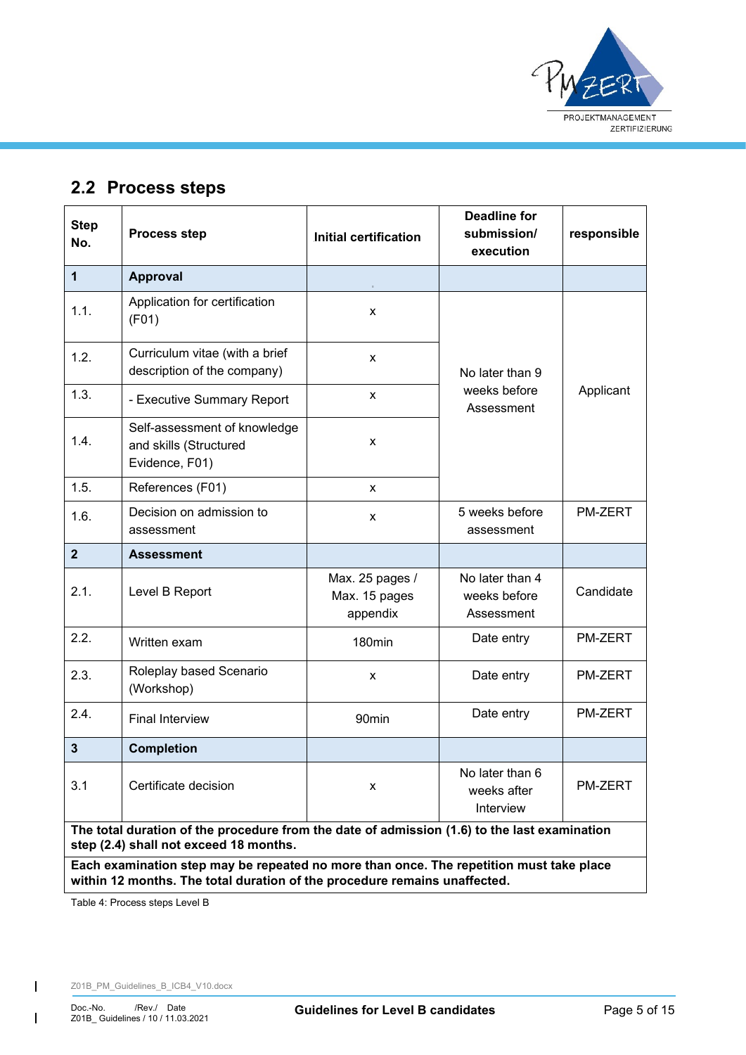## 2.2 Process steps

| Step No. | Process step | Initial certification | Deadline for submission/ execution | responsible |
|---|---|---|---|---|
| **1** | **Approval** | | | |
| 1.1. | Application for certification (F01) | x | No later than 9 weeks before Assessment | Applicant |
| 1.2. | Curriculum vitae (with a brief description of the company) | x | | |
| 1.3. | - Executive Summary Report | x | | |
| 1.4. | Self-assessment of knowledge and skills (Structured Evidence, F01) | x | | |
| 1.5. | References (F01) | x | | |
| 1.6. | Decision on admission to assessment | x | 5 weeks before assessment | PM-ZERT |
| **2** | **Assessment** | | | |
| 2.1. | Level B Report | Max. 25 pages / Max. 15 pages appendix | No later than 4 weeks before Assessment | Candidate |
| 2.2. | Written exam | 180min | Date entry | PM-ZERT |
| 2.3. | Roleplay based Scenario (Workshop) | x | Date entry | PM-ZERT |
| 2.4. | Final Interview | 90min | Date entry | PM-ZERT |
| **3** | **Completion** | | | |
| 3.1 | Certificate decision | x | No later than 6 weeks after Interview | PM-ZERT |
| **The total duration of the procedure from the date of admission (1.6) to the last examination step (2.4) shall not exceed 18 months.** | | | | |
| **Each examination step may be repeated no more than once. The repetition must take place within 12 months. The total duration of the procedure remains unaffected.** | | | | |

Table 4: Process steps Level B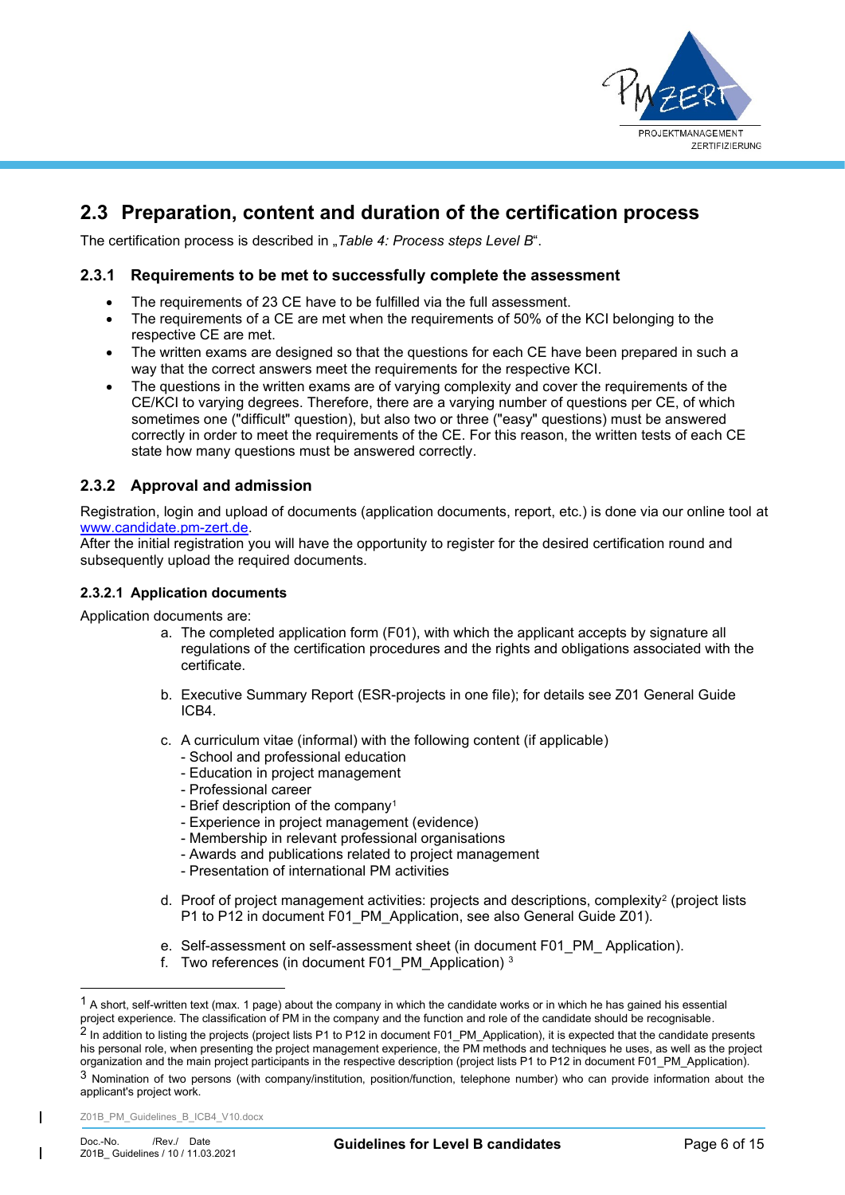## 2.3 Preparation, content and duration of the certification process

The certification process is described in „*Table 4: Process steps Level B*“.

### 2.3.1 Requirements to be met to successfully complete the assessment

- The requirements of 23 CE have to be fulfilled via the full assessment.
- The requirements of a CE are met when the requirements of 50% of the KCI belonging to the respective CE are met.
- The written exams are designed so that the questions for each CE have been prepared in such a way that the correct answers meet the requirements for the respective KCI.
- The questions in the written exams are of varying complexity and cover the requirements of the CE/KCI to varying degrees. Therefore, there are a varying number of questions per CE, of which sometimes one ("difficult" question), but also two or three ("easy" questions) must be answered correctly in order to meet the requirements of the CE. For this reason, the written tests of each CE state how many questions must be answered correctly.

### 2.3.2 Approval and admission

Registration, login and upload of documents (application documents, report, etc.) is done via our online tool at www.candidate.pm-zert.de.
After the initial registration you will have the opportunity to register for the desired certification round and subsequently upload the required documents.

#### 2.3.2.1 Application documents

Application documents are:

a. The completed application form (F01), with which the applicant accepts by signature all regulations of the certification procedures and the rights and obligations associated with the certificate.

b. Executive Summary Report (ESR-projects in one file); for details see Z01 General Guide ICB4.

c. A curriculum vitae (informal) with the following content (if applicable)
   - School and professional education
   - Education in project management
   - Professional career
   - Brief description of the company[1]
   - Experience in project management (evidence)
   - Membership in relevant professional organisations
   - Awards and publications related to project management
   - Presentation of international PM activities

d. Proof of project management activities: projects and descriptions, complexity[2] (project lists P1 to P12 in document F01_PM_Application, see also General Guide Z01).

e. Self-assessment on self-assessment sheet (in document F01_PM_ Application).

f. Two references (in document F01_PM_Application) [3]

---

[1] A short, self-written text (max. 1 page) about the company in which the candidate works or in which he has gained his essential project experience. The classification of PM in the company and the function and role of the candidate should be recognisable.

[2] In addition to listing the projects (project lists P1 to P12 in document F01_PM_Application), it is expected that the candidate presents his personal role, when presenting the project management experience, the PM methods and techniques he uses, as well as the project organization and the main project participants in the respective description (project lists P1 to P12 in document F01_PM_Application).

[3] Nomination of two persons (with company/institution, position/function, telephone number) who can provide information about the applicant's project work.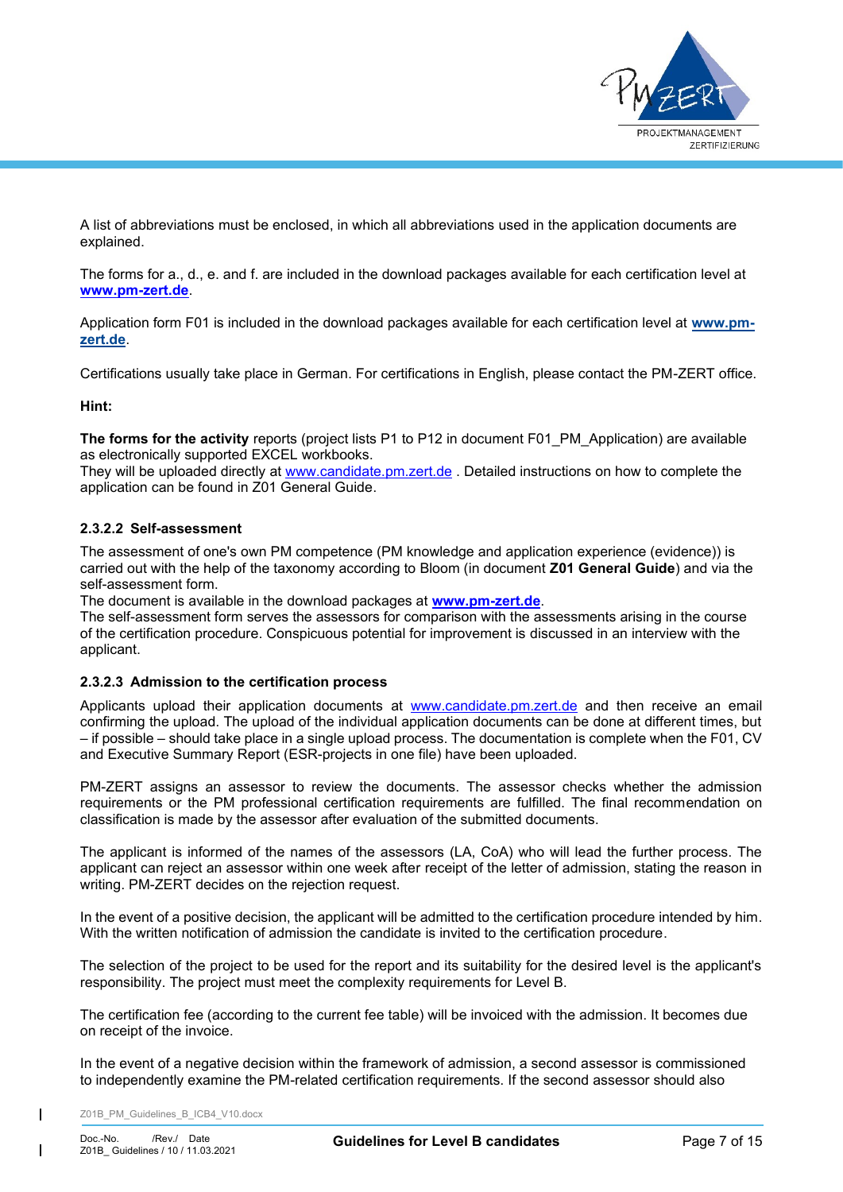A list of abbreviations must be enclosed, in which all abbreviations used in the application documents are explained.

The forms for a., d., e. and f. are included in the download packages available for each certification level at **www.pm-zert.de**.

Application form F01 is included in the download packages available for each certification level at **www.pm-zert.de**.

Certifications usually take place in German. For certifications in English, please contact the PM-ZERT office.

**Hint:**

**The forms for the activity** reports (project lists P1 to P12 in document F01_PM_Application) are available as electronically supported EXCEL workbooks.
They will be uploaded directly at www.candidate.pm.zert.de . Detailed instructions on how to complete the application can be found in Z01 General Guide.

### 2.3.2.2 Self-assessment

The assessment of one's own PM competence (PM knowledge and application experience (evidence)) is carried out with the help of the taxonomy according to Bloom (in document **Z01 General Guide**) and via the self-assessment form.
The document is available in the download packages at **www.pm-zert.de**.
The self-assessment form serves the assessors for comparison with the assessments arising in the course of the certification procedure. Conspicuous potential for improvement is discussed in an interview with the applicant.

### 2.3.2.3 Admission to the certification process

Applicants upload their application documents at www.candidate.pm.zert.de and then receive an email confirming the upload. The upload of the individual application documents can be done at different times, but – if possible – should take place in a single upload process. The documentation is complete when the F01, CV and Executive Summary Report (ESR-projects in one file) have been uploaded.

PM-ZERT assigns an assessor to review the documents. The assessor checks whether the admission requirements or the PM professional certification requirements are fulfilled. The final recommendation on classification is made by the assessor after evaluation of the submitted documents.

The applicant is informed of the names of the assessors (LA, CoA) who will lead the further process. The applicant can reject an assessor within one week after receipt of the letter of admission, stating the reason in writing. PM-ZERT decides on the rejection request.

In the event of a positive decision, the applicant will be admitted to the certification procedure intended by him. With the written notification of admission the candidate is invited to the certification procedure.

The selection of the project to be used for the report and its suitability for the desired level is the applicant's responsibility. The project must meet the complexity requirements for Level B.

The certification fee (according to the current fee table) will be invoiced with the admission. It becomes due on receipt of the invoice.

In the event of a negative decision within the framework of admission, a second assessor is commissioned to independently examine the PM-related certification requirements. If the second assessor should also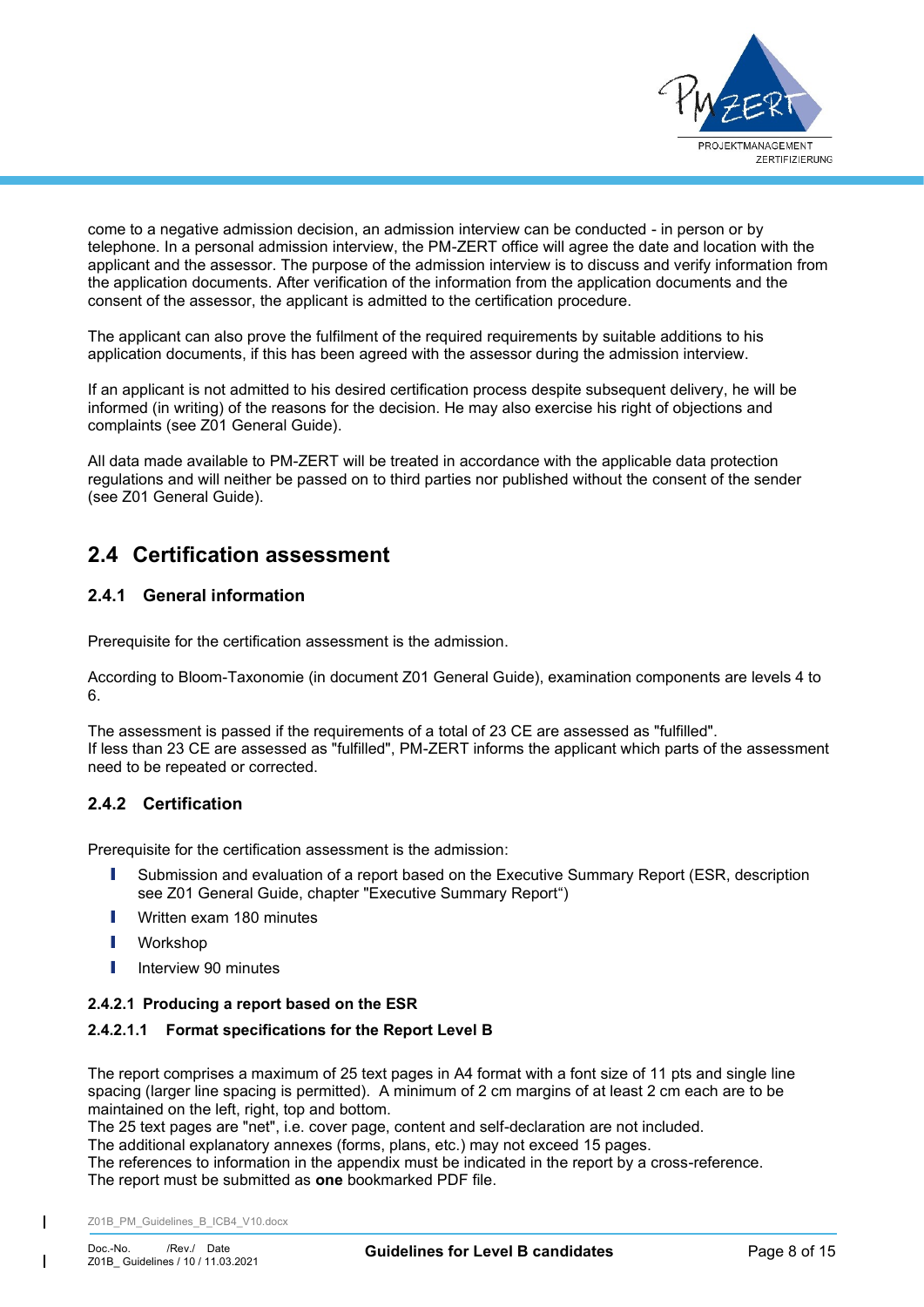come to a negative admission decision, an admission interview can be conducted - in person or by telephone. In a personal admission interview, the PM-ZERT office will agree the date and location with the applicant and the assessor. The purpose of the admission interview is to discuss and verify information from the application documents. After verification of the information from the application documents and the consent of the assessor, the applicant is admitted to the certification procedure.

The applicant can also prove the fulfilment of the required requirements by suitable additions to his application documents, if this has been agreed with the assessor during the admission interview.

If an applicant is not admitted to his desired certification process despite subsequent delivery, he will be informed (in writing) of the reasons for the decision. He may also exercise his right of objections and complaints (see Z01 General Guide).

All data made available to PM-ZERT will be treated in accordance with the applicable data protection regulations and will neither be passed on to third parties nor published without the consent of the sender (see Z01 General Guide).

## 2.4 Certification assessment

### 2.4.1 General information

Prerequisite for the certification assessment is the admission.

According to Bloom-Taxonomie (in document Z01 General Guide), examination components are levels 4 to 6.

The assessment is passed if the requirements of a total of 23 CE are assessed as "fulfilled".
If less than 23 CE are assessed as "fulfilled", PM-ZERT informs the applicant which parts of the assessment need to be repeated or corrected.

### 2.4.2 Certification

Prerequisite for the certification assessment is the admission:

- Submission and evaluation of a report based on the Executive Summary Report (ESR, description see Z01 General Guide, chapter "Executive Summary Report")
- Written exam 180 minutes
- Workshop
- Interview 90 minutes

#### 2.4.2.1 Producing a report based on the ESR

##### 2.4.2.1.1 Format specifications for the Report Level B

The report comprises a maximum of 25 text pages in A4 format with a font size of 11 pts and single line spacing (larger line spacing is permitted). A minimum of 2 cm margins of at least 2 cm each are to be maintained on the left, right, top and bottom.
The 25 text pages are "net", i.e. cover page, content and self-declaration are not included.
The additional explanatory annexes (forms, plans, etc.) may not exceed 15 pages.
The references to information in the appendix must be indicated in the report by a cross-reference.
The report must be submitted as **one** bookmarked PDF file.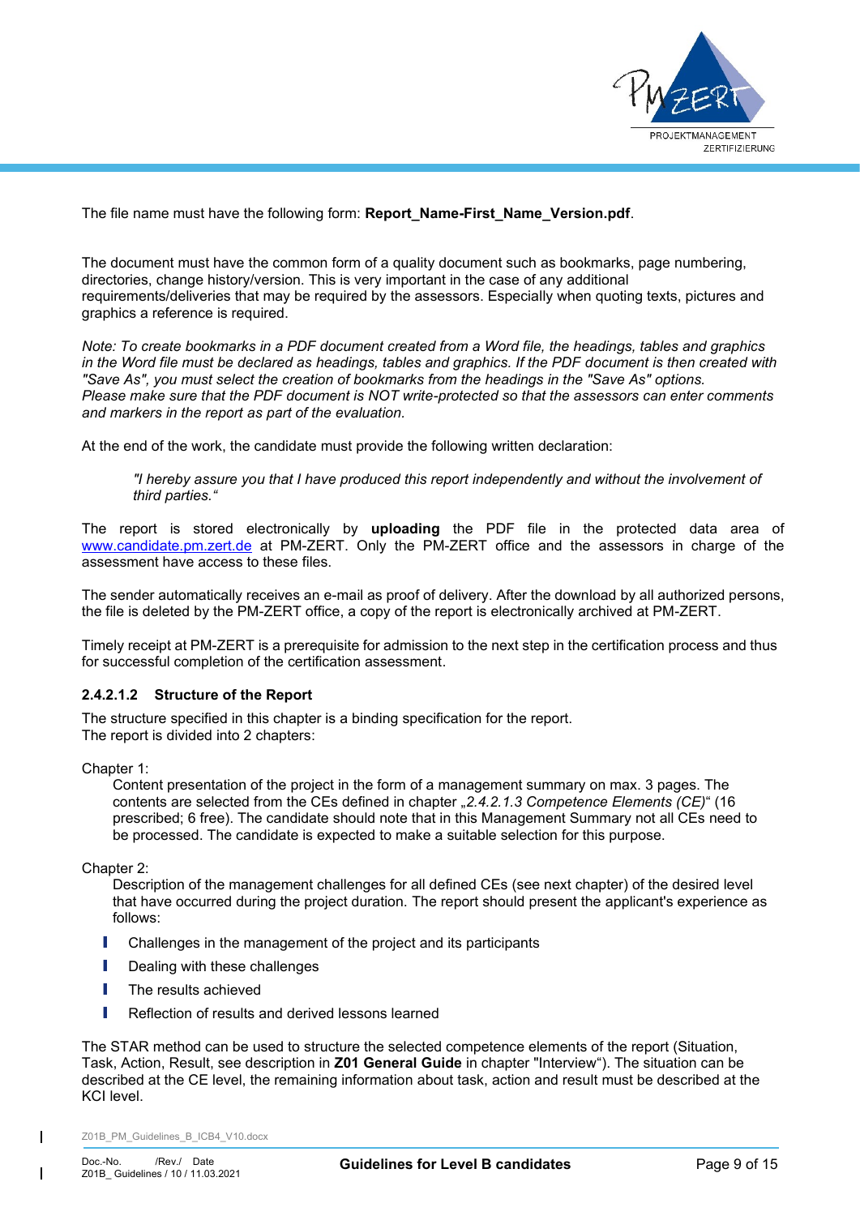The file name must have the following form: **Report_Name-First_Name_Version.pdf**.

The document must have the common form of a quality document such as bookmarks, page numbering, directories, change history/version. This is very important in the case of any additional requirements/deliveries that may be required by the assessors. Especially when quoting texts, pictures and graphics a reference is required.

*Note: To create bookmarks in a PDF document created from a Word file, the headings, tables and graphics in the Word file must be declared as headings, tables and graphics. If the PDF document is then created with "Save As", you must select the creation of bookmarks from the headings in the "Save As" options. Please make sure that the PDF document is NOT write-protected so that the assessors can enter comments and markers in the report as part of the evaluation.*

At the end of the work, the candidate must provide the following written declaration:

> *"I hereby assure you that I have produced this report independently and without the involvement of third parties."*

The report is stored electronically by **uploading** the PDF file in the protected data area of www.candidate.pm.zert.de at PM-ZERT. Only the PM-ZERT office and the assessors in charge of the assessment have access to these files.

The sender automatically receives an e-mail as proof of delivery. After the download by all authorized persons, the file is deleted by the PM-ZERT office, a copy of the report is electronically archived at PM-ZERT.

Timely receipt at PM-ZERT is a prerequisite for admission to the next step in the certification process and thus for successful completion of the certification assessment.

#### 2.4.2.1.2 Structure of the Report

The structure specified in this chapter is a binding specification for the report.
The report is divided into 2 chapters:

Chapter 1:
Content presentation of the project in the form of a management summary on max. 3 pages. The contents are selected from the CEs defined in chapter „*2.4.2.1.3 Competence Elements (CE)*" (16 prescribed; 6 free). The candidate should note that in this Management Summary not all CEs need to be processed. The candidate is expected to make a suitable selection for this purpose.

Chapter 2:
Description of the management challenges for all defined CEs (see next chapter) of the desired level that have occurred during the project duration. The report should present the applicant's experience as follows:

- Challenges in the management of the project and its participants
- Dealing with these challenges
- The results achieved
- Reflection of results and derived lessons learned

The STAR method can be used to structure the selected competence elements of the report (Situation, Task, Action, Result, see description in **Z01 General Guide** in chapter "Interview"). The situation can be described at the CE level, the remaining information about task, action and result must be described at the KCI level.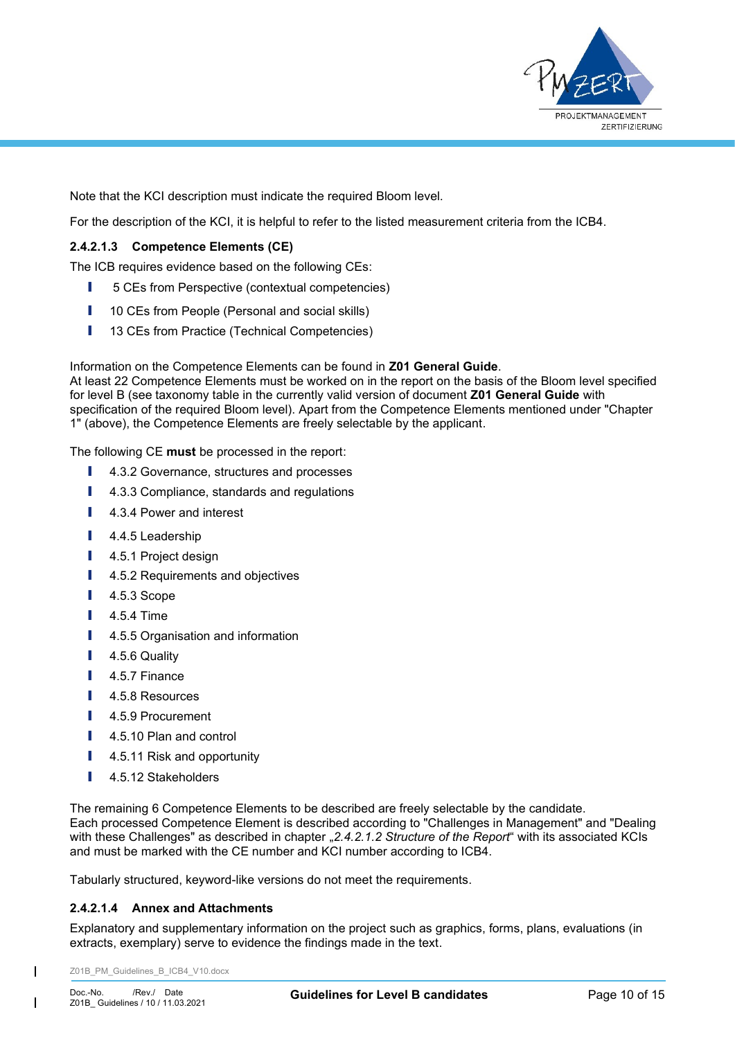Note that the KCI description must indicate the required Bloom level.

For the description of the KCI, it is helpful to refer to the listed measurement criteria from the ICB4.

#### 2.4.2.1.3 Competence Elements (CE)

The ICB requires evidence based on the following CEs:

- 5 CEs from Perspective (contextual competencies)
- 10 CEs from People (Personal and social skills)
- 13 CEs from Practice (Technical Competencies)

Information on the Competence Elements can be found in **Z01 General Guide**.
At least 22 Competence Elements must be worked on in the report on the basis of the Bloom level specified for level B (see taxonomy table in the currently valid version of document **Z01 General Guide** with specification of the required Bloom level). Apart from the Competence Elements mentioned under "Chapter 1" (above), the Competence Elements are freely selectable by the applicant.

The following CE **must** be processed in the report:

- 4.3.2 Governance, structures and processes
- 4.3.3 Compliance, standards and regulations
- 4.3.4 Power and interest
- 4.4.5 Leadership
- 4.5.1 Project design
- 4.5.2 Requirements and objectives
- 4.5.3 Scope
- 4.5.4 Time
- 4.5.5 Organisation and information
- 4.5.6 Quality
- 4.5.7 Finance
- 4.5.8 Resources
- 4.5.9 Procurement
- 4.5.10 Plan and control
- 4.5.11 Risk and opportunity
- 4.5.12 Stakeholders

The remaining 6 Competence Elements to be described are freely selectable by the candidate.
Each processed Competence Element is described according to "Challenges in Management" and "Dealing with these Challenges" as described in chapter „*2.4.2.1.2 Structure of the Report*" with its associated KCIs and must be marked with the CE number and KCI number according to ICB4.

Tabularly structured, keyword-like versions do not meet the requirements.

#### 2.4.2.1.4 Annex and Attachments

Explanatory and supplementary information on the project such as graphics, forms, plans, evaluations (in extracts, exemplary) serve to evidence the findings made in the text.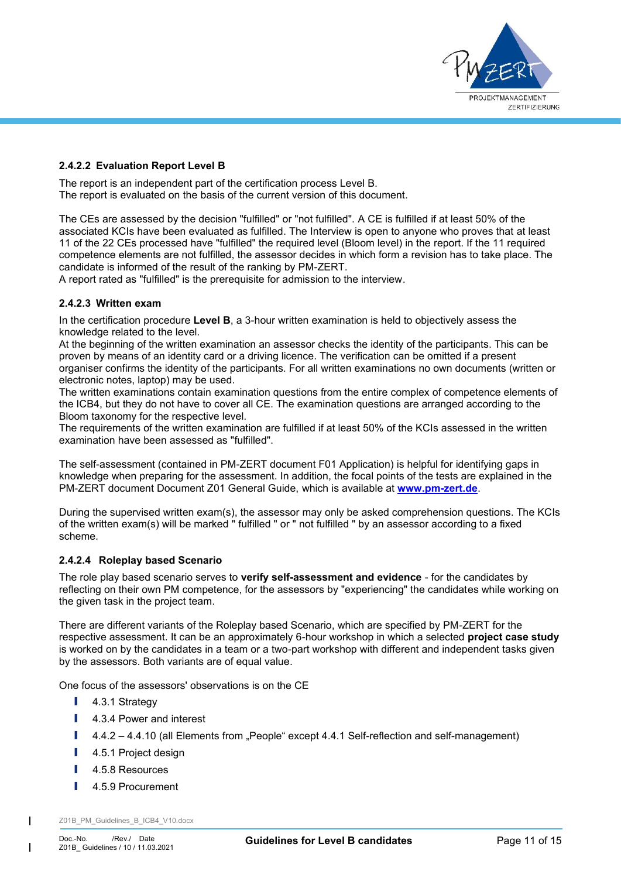### 2.4.2.2 Evaluation Report Level B

The report is an independent part of the certification process Level B.
The report is evaluated on the basis of the current version of this document.

The CEs are assessed by the decision "fulfilled" or "not fulfilled". A CE is fulfilled if at least 50% of the associated KCIs have been evaluated as fulfilled. The Interview is open to anyone who proves that at least 11 of the 22 CEs processed have "fulfilled" the required level (Bloom level) in the report. If the 11 required competence elements are not fulfilled, the assessor decides in which form a revision has to take place. The candidate is informed of the result of the ranking by PM-ZERT.
A report rated as "fulfilled" is the prerequisite for admission to the interview.

### 2.4.2.3 Written exam

In the certification procedure **Level B**, a 3-hour written examination is held to objectively assess the knowledge related to the level.
At the beginning of the written examination an assessor checks the identity of the participants. This can be proven by means of an identity card or a driving licence. The verification can be omitted if a present organiser confirms the identity of the participants. For all written examinations no own documents (written or electronic notes, laptop) may be used.
The written examinations contain examination questions from the entire complex of competence elements of the ICB4, but they do not have to cover all CE. The examination questions are arranged according to the Bloom taxonomy for the respective level.
The requirements of the written examination are fulfilled if at least 50% of the KCIs assessed in the written examination have been assessed as "fulfilled".

The self-assessment (contained in PM-ZERT document F01 Application) is helpful for identifying gaps in knowledge when preparing for the assessment. In addition, the focal points of the tests are explained in the PM-ZERT document Document Z01 General Guide, which is available at **www.pm-zert.de**.

During the supervised written exam(s), the assessor may only be asked comprehension questions. The KCIs of the written exam(s) will be marked " fulfilled " or " not fulfilled " by an assessor according to a fixed scheme.

### 2.4.2.4 Roleplay based Scenario

The role play based scenario serves to **verify self-assessment and evidence** - for the candidates by reflecting on their own PM competence, for the assessors by "experiencing" the candidates while working on the given task in the project team.

There are different variants of the Roleplay based Scenario, which are specified by PM-ZERT for the respective assessment. It can be an approximately 6-hour workshop in which a selected **project case study** is worked on by the candidates in a team or a two-part workshop with different and independent tasks given by the assessors. Both variants are of equal value.

One focus of the assessors' observations is on the CE

- 4.3.1 Strategy
- 4.3.4 Power and interest
- 4.4.2 – 4.4.10 (all Elements from „People“ except 4.4.1 Self-reflection and self-management)
- 4.5.1 Project design
- 4.5.8 Resources
- 4.5.9 Procurement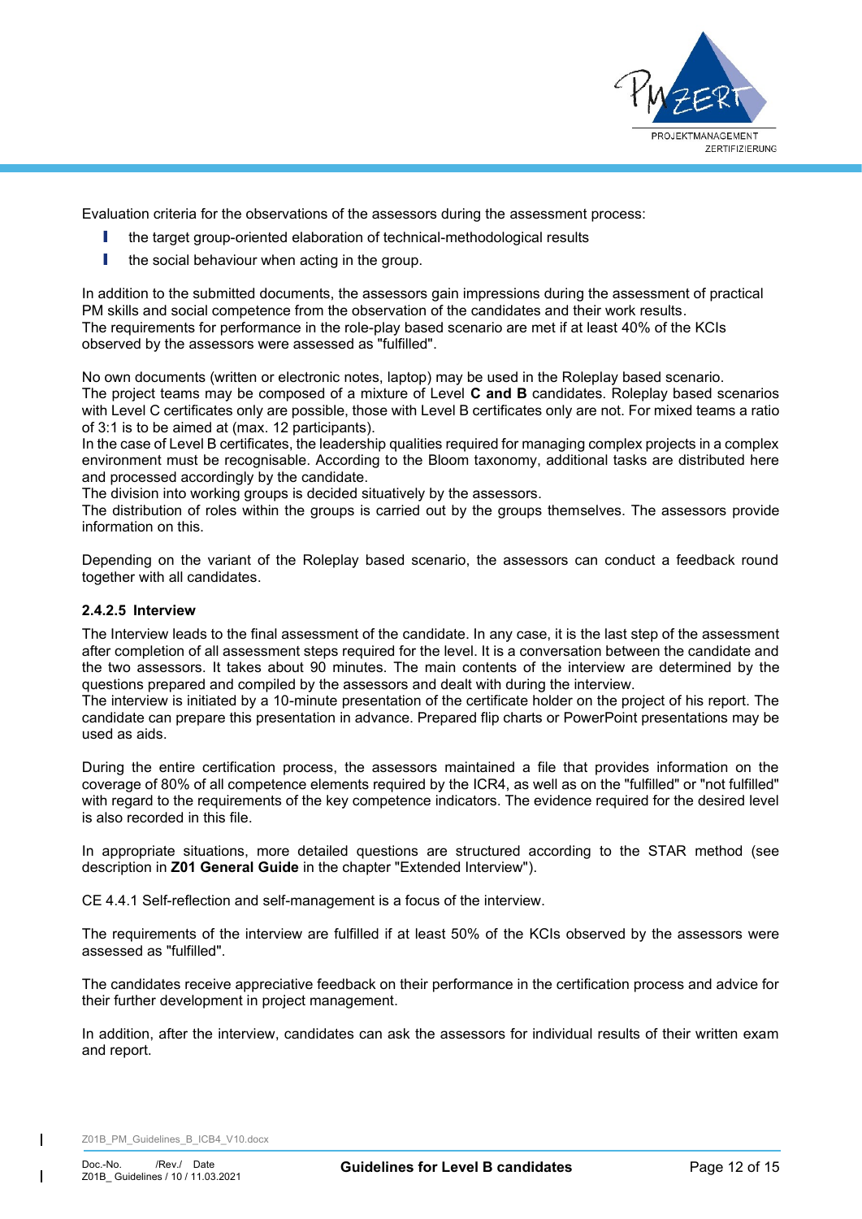Evaluation criteria for the observations of the assessors during the assessment process:

- the target group-oriented elaboration of technical-methodological results
- the social behaviour when acting in the group.

In addition to the submitted documents, the assessors gain impressions during the assessment of practical PM skills and social competence from the observation of the candidates and their work results.
The requirements for performance in the role-play based scenario are met if at least 40% of the KCIs observed by the assessors were assessed as "fulfilled".

No own documents (written or electronic notes, laptop) may be used in the Roleplay based scenario.
The project teams may be composed of a mixture of Level **C and B** candidates. Roleplay based scenarios with Level C certificates only are possible, those with Level B certificates only are not. For mixed teams a ratio of 3:1 is to be aimed at (max. 12 participants).
In the case of Level B certificates, the leadership qualities required for managing complex projects in a complex environment must be recognisable. According to the Bloom taxonomy, additional tasks are distributed here and processed accordingly by the candidate.
The division into working groups is decided situatively by the assessors.
The distribution of roles within the groups is carried out by the groups themselves. The assessors provide information on this.

Depending on the variant of the Roleplay based scenario, the assessors can conduct a feedback round together with all candidates.

#### 2.4.2.5 Interview

The Interview leads to the final assessment of the candidate. In any case, it is the last step of the assessment after completion of all assessment steps required for the level. It is a conversation between the candidate and the two assessors. It takes about 90 minutes. The main contents of the interview are determined by the questions prepared and compiled by the assessors and dealt with during the interview.
The interview is initiated by a 10-minute presentation of the certificate holder on the project of his report. The candidate can prepare this presentation in advance. Prepared flip charts or PowerPoint presentations may be used as aids.

During the entire certification process, the assessors maintained a file that provides information on the coverage of 80% of all competence elements required by the ICR4, as well as on the "fulfilled" or "not fulfilled" with regard to the requirements of the key competence indicators. The evidence required for the desired level is also recorded in this file.

In appropriate situations, more detailed questions are structured according to the STAR method (see description in **Z01 General Guide** in the chapter "Extended Interview").

CE 4.4.1 Self-reflection and self-management is a focus of the interview.

The requirements of the interview are fulfilled if at least 50% of the KCIs observed by the assessors were assessed as "fulfilled".

The candidates receive appreciative feedback on their performance in the certification process and advice for their further development in project management.

In addition, after the interview, candidates can ask the assessors for individual results of their written exam and report.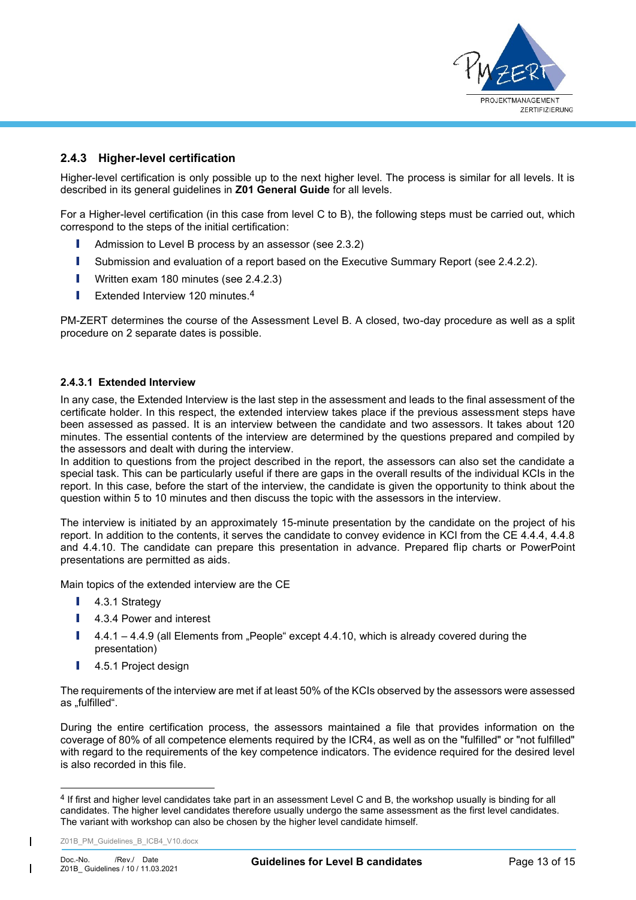### 2.4.3 Higher-level certification

Higher-level certification is only possible up to the next higher level. The process is similar for all levels. It is described in its general guidelines in **Z01 General Guide** for all levels.

For a Higher-level certification (in this case from level C to B), the following steps must be carried out, which correspond to the steps of the initial certification:

- Admission to Level B process by an assessor (see 2.3.2)
- Submission and evaluation of a report based on the Executive Summary Report (see 2.4.2.2).
- Written exam 180 minutes (see 2.4.2.3)
- Extended Interview 120 minutes.[4]

PM-ZERT determines the course of the Assessment Level B. A closed, two-day procedure as well as a split procedure on 2 separate dates is possible.

#### 2.4.3.1 Extended Interview

In any case, the Extended Interview is the last step in the assessment and leads to the final assessment of the certificate holder. In this respect, the extended interview takes place if the previous assessment steps have been assessed as passed. It is an interview between the candidate and two assessors. It takes about 120 minutes. The essential contents of the interview are determined by the questions prepared and compiled by the assessors and dealt with during the interview.
In addition to questions from the project described in the report, the assessors can also set the candidate a special task. This can be particularly useful if there are gaps in the overall results of the individual KCIs in the report. In this case, before the start of the interview, the candidate is given the opportunity to think about the question within 5 to 10 minutes and then discuss the topic with the assessors in the interview.

The interview is initiated by an approximately 15-minute presentation by the candidate on the project of his report. In addition to the contents, it serves the candidate to convey evidence in KCI from the CE 4.4.4, 4.4.8 and 4.4.10. The candidate can prepare this presentation in advance. Prepared flip charts or PowerPoint presentations are permitted as aids.

Main topics of the extended interview are the CE

- 4.3.1 Strategy
- 4.3.4 Power and interest
- 4.4.1 – 4.4.9 (all Elements from „People" except 4.4.10, which is already covered during the presentation)
- 4.5.1 Project design

The requirements of the interview are met if at least 50% of the KCIs observed by the assessors were assessed as „fulfilled".

During the entire certification process, the assessors maintained a file that provides information on the coverage of 80% of all competence elements required by the ICR4, as well as on the "fulfilled" or "not fulfilled" with regard to the requirements of the key competence indicators. The evidence required for the desired level is also recorded in this file.

---

[4] If first and higher level candidates take part in an assessment Level C and B, the workshop usually is binding for all candidates. The higher level candidates therefore usually undergo the same assessment as the first level candidates. The variant with workshop can also be chosen by the higher level candidate himself.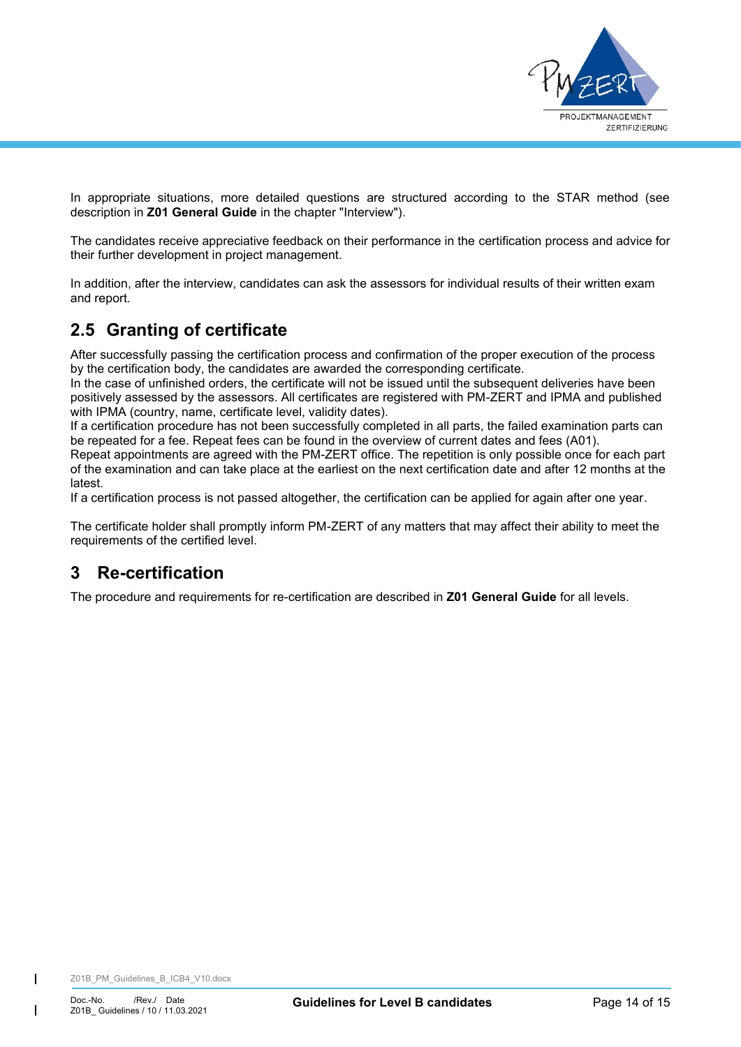In appropriate situations, more detailed questions are structured according to the STAR method (see description in **Z01 General Guide** in the chapter "Interview").

The candidates receive appreciative feedback on their performance in the certification process and advice for their further development in project management.

In addition, after the interview, candidates can ask the assessors for individual results of their written exam and report.

## 2.5 Granting of certificate

After successfully passing the certification process and confirmation of the proper execution of the process by the certification body, the candidates are awarded the corresponding certificate.
In the case of unfinished orders, the certificate will not be issued until the subsequent deliveries have been positively assessed by the assessors. All certificates are registered with PM-ZERT and IPMA and published with IPMA (country, name, certificate level, validity dates).
If a certification procedure has not been successfully completed in all parts, the failed examination parts can be repeated for a fee. Repeat fees can be found in the overview of current dates and fees (A01).
Repeat appointments are agreed with the PM-ZERT office. The repetition is only possible once for each part of the examination and can take place at the earliest on the next certification date and after 12 months at the latest.
If a certification process is not passed altogether, the certification can be applied for again after one year.

The certificate holder shall promptly inform PM-ZERT of any matters that may affect their ability to meet the requirements of the certified level.

# 3 Re-certification

The procedure and requirements for re-certification are described in **Z01 General Guide** for all levels.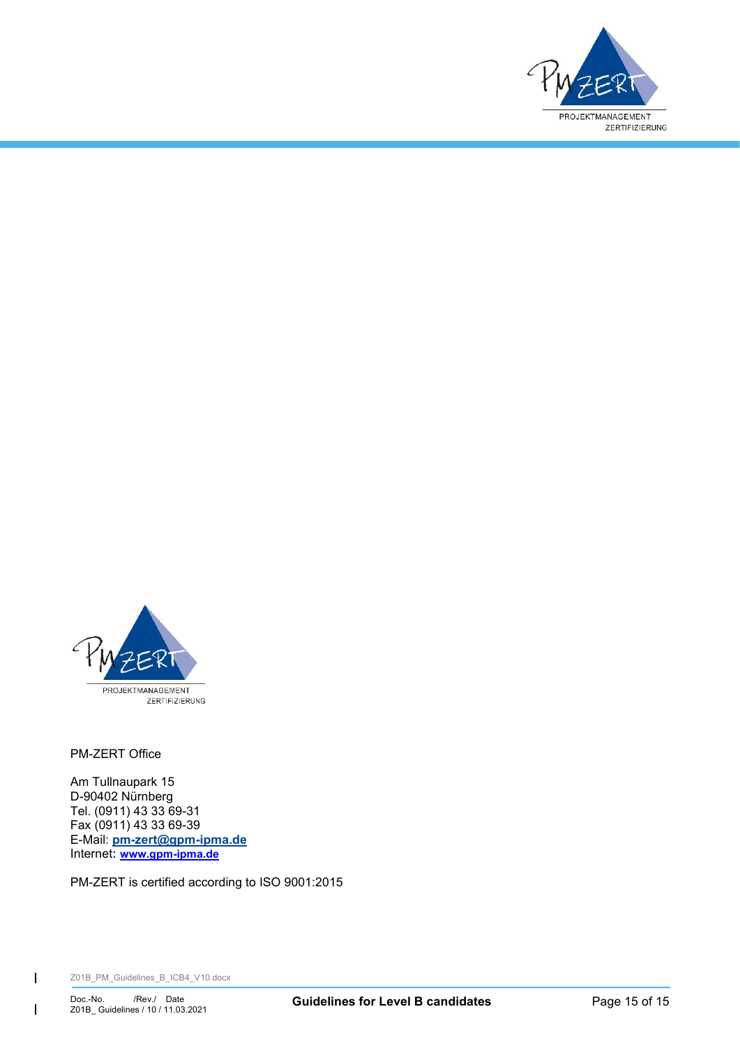PM-ZERT Office

Am Tullnaupark 15
D-90402 Nürnberg
Tel. (0911) 43 33 69-31
Fax (0911) 43 33 69-39
E-Mail: **pm-zert@gpm-ipma.de**
Internet: **www.gpm-ipma.de**

PM-ZERT is certified according to ISO 9001:2015